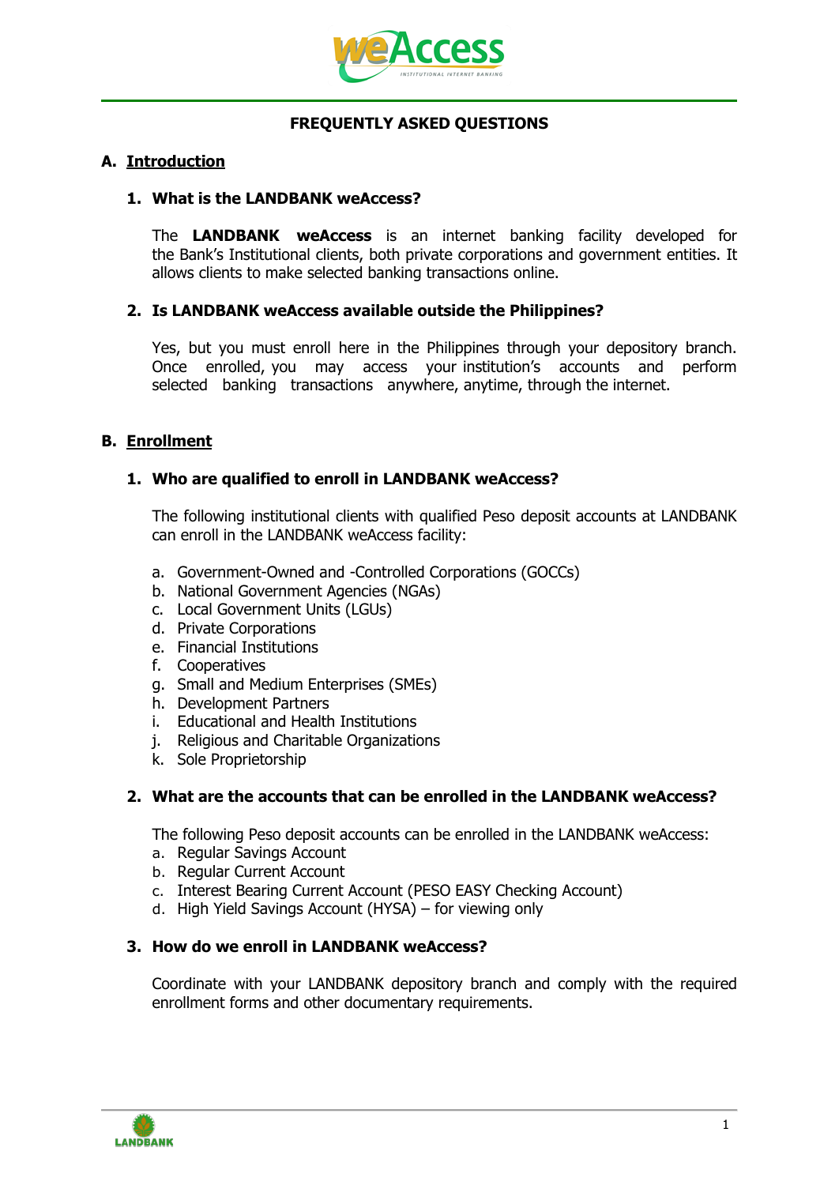# FREQUENTLY ASKED QUESTIONS

## A. Introduction

### 1. What is the LANDBANK weAccess?

The **LANDBANK weAccess** is an internet banking facility developed for the Bank's Institutional clients, both private corporations and government entities. It allows clients to make selected banking transactions online.

### 2. Is LANDBANK weAccess available outside the Philippines?

Yes, but you must enroll here in the Philippines through your depository branch. Once enrolled, you may access your institution's accounts and perform selected banking transactions anywhere, anytime, through the internet.

## B. Enrollment

### 1. Who are qualified to enroll in LANDBANK weAccess?

The following institutional clients with qualified Peso deposit accounts at LANDBANK can enroll in the LANDBANK weAccess facility:

a. Government-Owned and -Controlled Corporations (GOCCs)
b. National Government Agencies (NGAs)
c. Local Government Units (LGUs)
d. Private Corporations
e. Financial Institutions
f. Cooperatives
g. Small and Medium Enterprises (SMEs)
h. Development Partners
i. Educational and Health Institutions
j. Religious and Charitable Organizations
k. Sole Proprietorship

### 2. What are the accounts that can be enrolled in the LANDBANK weAccess?

The following Peso deposit accounts can be enrolled in the LANDBANK weAccess:

a. Regular Savings Account
b. Regular Current Account
c. Interest Bearing Current Account (PESO EASY Checking Account)
d. High Yield Savings Account (HYSA) – for viewing only

### 3. How do we enroll in LANDBANK weAccess?

Coordinate with your LANDBANK depository branch and comply with the required enrollment forms and other documentary requirements.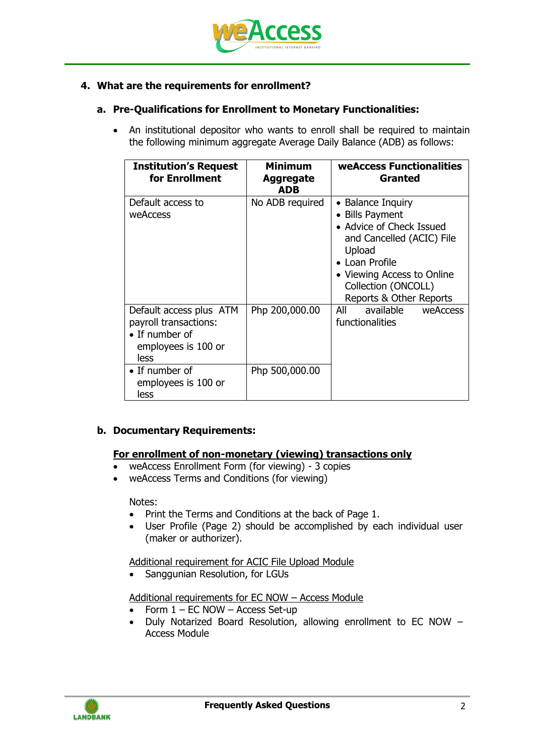4. **What are the requirements for enrollment?**

   a. **Pre-Qualifications for Enrollment to Monetary Functionalities:**

   - An institutional depositor who wants to enroll shall be required to maintain the following minimum aggregate Average Daily Balance (ADB) as follows:

| Institution's Request for Enrollment | Minimum Aggregate ADB | weAccess Functionalities Granted |
|---|---|---|
| Default access to weAccess | No ADB required | • Balance Inquiry<br>• Bills Payment<br>• Advice of Check Issued and Cancelled (ACIC) File Upload<br>• Loan Profile<br>• Viewing Access to Online Collection (ONCOLL) Reports & Other Reports |
| Default access plus ATM payroll transactions:<br>• If number of employees is 100 or less | Php 200,000.00 | All available weAccess functionalities |
| • If number of employees is 100 or less | Php 500,000.00 | |

   b. **Documentary Requirements:**

   **<u>For enrollment of non-monetary (viewing) transactions only</u>**

   - weAccess Enrollment Form (for viewing) - 3 copies
   - weAccess Terms and Conditions (for viewing)

   Notes:

   - Print the Terms and Conditions at the back of Page 1.
   - User Profile (Page 2) should be accomplished by each individual user (maker or authorizer).

   <u>Additional requirement for ACIC File Upload Module</u>

   - Sanggunian Resolution, for LGUs

   <u>Additional requirements for EC NOW – Access Module</u>

   - Form 1 – EC NOW – Access Set-up
   - Duly Notarized Board Resolution, allowing enrollment to EC NOW – Access Module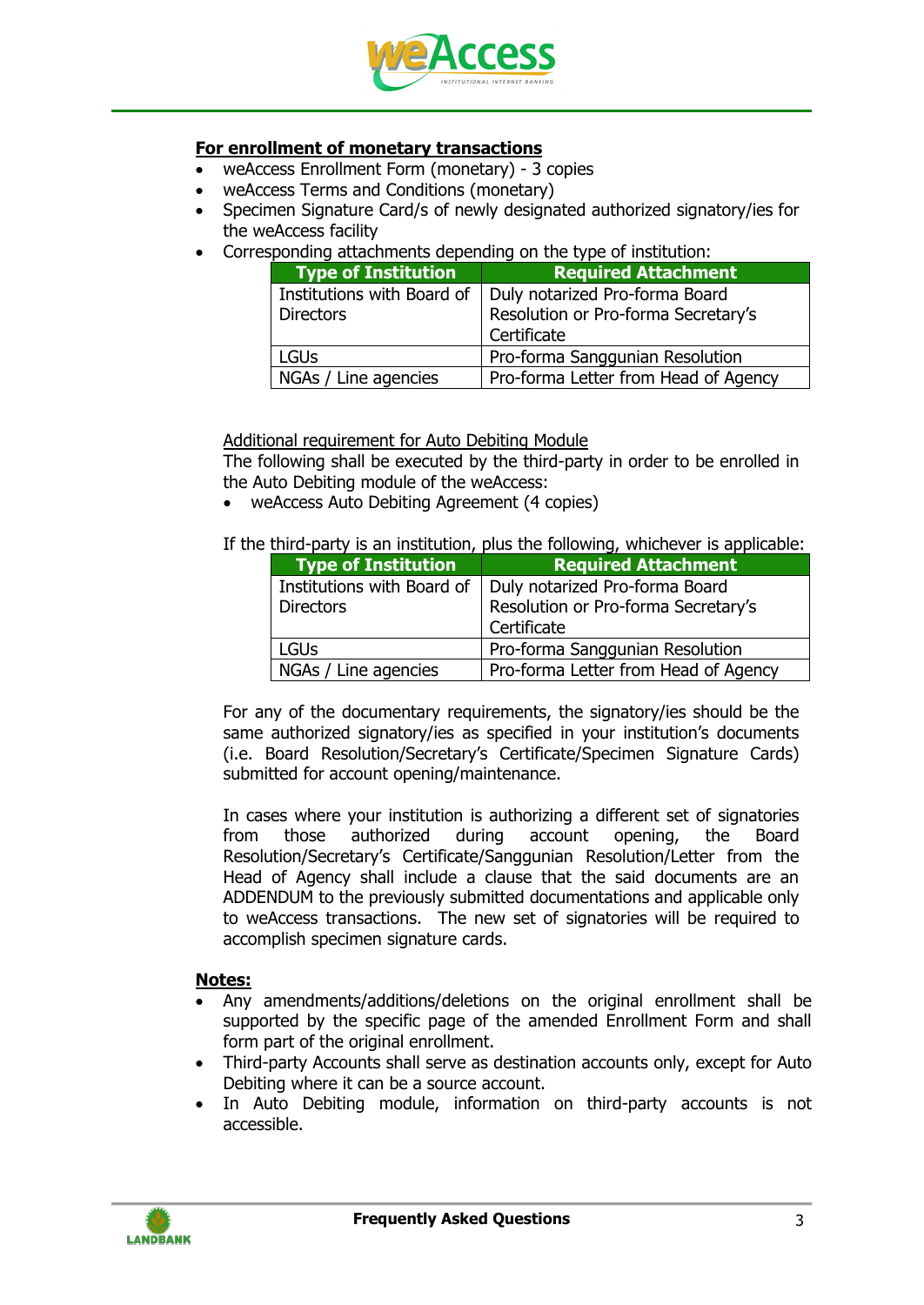**For enrollment of monetary transactions**

- weAccess Enrollment Form (monetary) - 3 copies
- weAccess Terms and Conditions (monetary)
- Specimen Signature Card/s of newly designated authorized signatory/ies for the weAccess facility
- Corresponding attachments depending on the type of institution:

| Type of Institution | Required Attachment |
|---|---|
| Institutions with Board of Directors | Duly notarized Pro-forma Board Resolution or Pro-forma Secretary's Certificate |
| LGUs | Pro-forma Sanggunian Resolution |
| NGAs / Line agencies | Pro-forma Letter from Head of Agency |

Additional requirement for Auto Debiting Module

The following shall be executed by the third-party in order to be enrolled in the Auto Debiting module of the weAccess:

- weAccess Auto Debiting Agreement (4 copies)

If the third-party is an institution, plus the following, whichever is applicable:

| Type of Institution | Required Attachment |
|---|---|
| Institutions with Board of Directors | Duly notarized Pro-forma Board Resolution or Pro-forma Secretary's Certificate |
| LGUs | Pro-forma Sanggunian Resolution |
| NGAs / Line agencies | Pro-forma Letter from Head of Agency |

For any of the documentary requirements, the signatory/ies should be the same authorized signatory/ies as specified in your institution's documents (i.e. Board Resolution/Secretary's Certificate/Specimen Signature Cards) submitted for account opening/maintenance.

In cases where your institution is authorizing a different set of signatories from those authorized during account opening, the Board Resolution/Secretary's Certificate/Sanggunian Resolution/Letter from the Head of Agency shall include a clause that the said documents are an ADDENDUM to the previously submitted documentations and applicable only to weAccess transactions. The new set of signatories will be required to accomplish specimen signature cards.

**Notes:**

- Any amendments/additions/deletions on the original enrollment shall be supported by the specific page of the amended Enrollment Form and shall form part of the original enrollment.
- Third-party Accounts shall serve as destination accounts only, except for Auto Debiting where it can be a source account.
- In Auto Debiting module, information on third-party accounts is not accessible.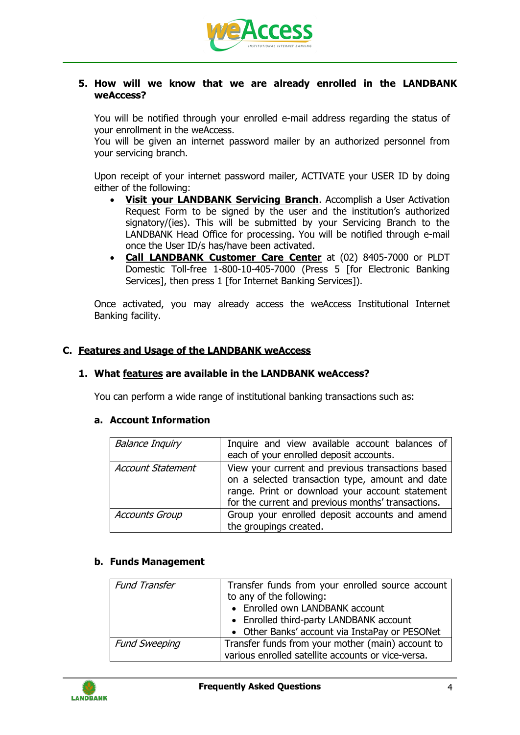**5. How will we know that we are already enrolled in the LANDBANK weAccess?**

You will be notified through your enrolled e-mail address regarding the status of your enrollment in the weAccess.
You will be given an internet password mailer by an authorized personnel from your servicing branch.

Upon receipt of your internet password mailer, ACTIVATE your USER ID by doing either of the following:

- **Visit your LANDBANK Servicing Branch**. Accomplish a User Activation Request Form to be signed by the user and the institution's authorized signatory/(ies). This will be submitted by your Servicing Branch to the LANDBANK Head Office for processing. You will be notified through e-mail once the User ID/s has/have been activated.
- **Call LANDBANK Customer Care Center** at (02) 8405-7000 or PLDT Domestic Toll-free 1-800-10-405-7000 (Press 5 [for Electronic Banking Services], then press 1 [for Internet Banking Services]).

Once activated, you may already access the weAccess Institutional Internet Banking facility.

## C. Features and Usage of the LANDBANK weAccess

### 1. What features are available in the LANDBANK weAccess?

You can perform a wide range of institutional banking transactions such as:

#### a. Account Information

| | |
|---|---|
| *Balance Inquiry* | Inquire and view available account balances of each of your enrolled deposit accounts. |
| *Account Statement* | View your current and previous transactions based on a selected transaction type, amount and date range. Print or download your account statement for the current and previous months' transactions. |
| *Accounts Group* | Group your enrolled deposit accounts and amend the groupings created. |

#### b. Funds Management

| | |
|---|---|
| *Fund Transfer* | Transfer funds from your enrolled source account to any of the following:<br>• Enrolled own LANDBANK account<br>• Enrolled third-party LANDBANK account<br>• Other Banks' account via InstaPay or PESONet |
| *Fund Sweeping* | Transfer funds from your mother (main) account to various enrolled satellite accounts or vice-versa. |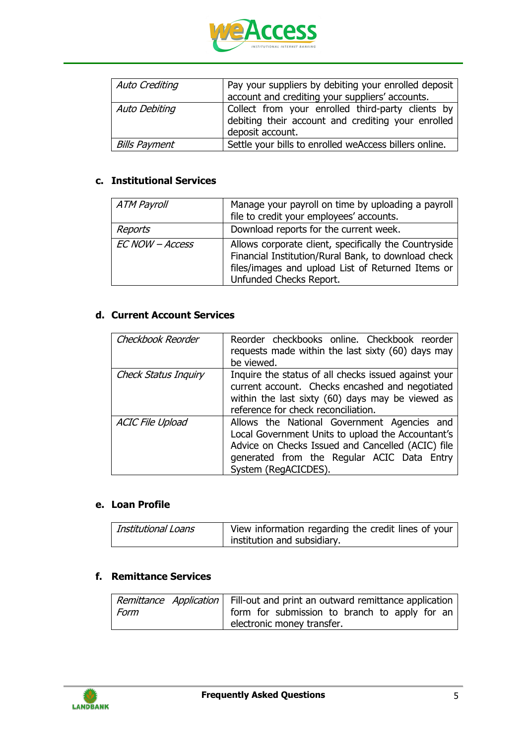| *Auto Crediting* | Pay your suppliers by debiting your enrolled deposit account and crediting your suppliers' accounts. |
|---|---|
| *Auto Debiting* | Collect from your enrolled third-party clients by debiting their account and crediting your enrolled deposit account. |
| *Bills Payment* | Settle your bills to enrolled weAccess billers online. |

#### c. Institutional Services

| *ATM Payroll* | Manage your payroll on time by uploading a payroll file to credit your employees' accounts. |
|---|---|
| *Reports* | Download reports for the current week. |
| *EC NOW – Access* | Allows corporate client, specifically the Countryside Financial Institution/Rural Bank, to download check files/images and upload List of Returned Items or Unfunded Checks Report. |

#### d. Current Account Services

| *Checkbook Reorder* | Reorder checkbooks online. Checkbook reorder requests made within the last sixty (60) days may be viewed. |
|---|---|
| *Check Status Inquiry* | Inquire the status of all checks issued against your current account. Checks encashed and negotiated within the last sixty (60) days may be viewed as reference for check reconciliation. |
| *ACIC File Upload* | Allows the National Government Agencies and Local Government Units to upload the Accountant's Advice on Checks Issued and Cancelled (ACIC) file generated from the Regular ACIC Data Entry System (RegACICDES). |

#### e. Loan Profile

| *Institutional Loans* | View information regarding the credit lines of your institution and subsidiary. |
|---|---|

#### f. Remittance Services

| *Remittance Application Form* | Fill-out and print an outward remittance application form for submission to branch to apply for an electronic money transfer. |
|---|---|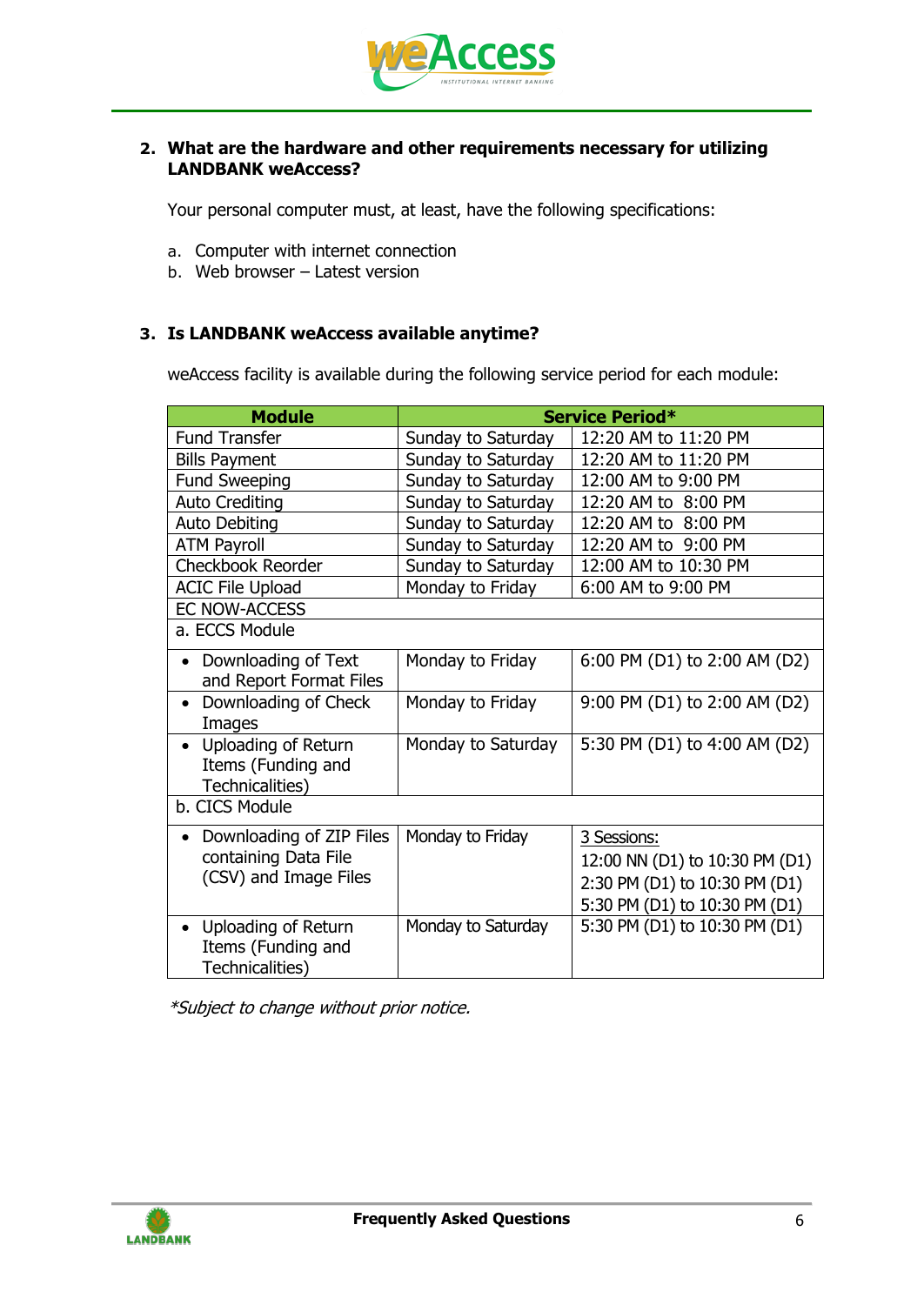**2. What are the hardware and other requirements necessary for utilizing LANDBANK weAccess?**

Your personal computer must, at least, have the following specifications:

a. Computer with internet connection
b. Web browser – Latest version

**3. Is LANDBANK weAccess available anytime?**

weAccess facility is available during the following service period for each module:

| Module | Service Period* | |
|---|---|---|
| Fund Transfer | Sunday to Saturday | 12:20 AM to 11:20 PM |
| Bills Payment | Sunday to Saturday | 12:20 AM to 11:20 PM |
| Fund Sweeping | Sunday to Saturday | 12:00 AM to 9:00 PM |
| Auto Crediting | Sunday to Saturday | 12:20 AM to 8:00 PM |
| Auto Debiting | Sunday to Saturday | 12:20 AM to 8:00 PM |
| ATM Payroll | Sunday to Saturday | 12:20 AM to 9:00 PM |
| Checkbook Reorder | Sunday to Saturday | 12:00 AM to 10:30 PM |
| ACIC File Upload | Monday to Friday | 6:00 AM to 9:00 PM |
| EC NOW-ACCESS | | |
| a. ECCS Module | | |
| • Downloading of Text and Report Format Files | Monday to Friday | 6:00 PM (D1) to 2:00 AM (D2) |
| • Downloading of Check Images | Monday to Friday | 9:00 PM (D1) to 2:00 AM (D2) |
| • Uploading of Return Items (Funding and Technicalities) | Monday to Saturday | 5:30 PM (D1) to 4:00 AM (D2) |
| b. CICS Module | | |
| • Downloading of ZIP Files containing Data File (CSV) and Image Files | Monday to Friday | 3 Sessions:<br>12:00 NN (D1) to 10:30 PM (D1)<br>2:30 PM (D1) to 10:30 PM (D1)<br>5:30 PM (D1) to 10:30 PM (D1) |
| • Uploading of Return Items (Funding and Technicalities) | Monday to Saturday | 5:30 PM (D1) to 10:30 PM (D1) |

*\*Subject to change without prior notice.*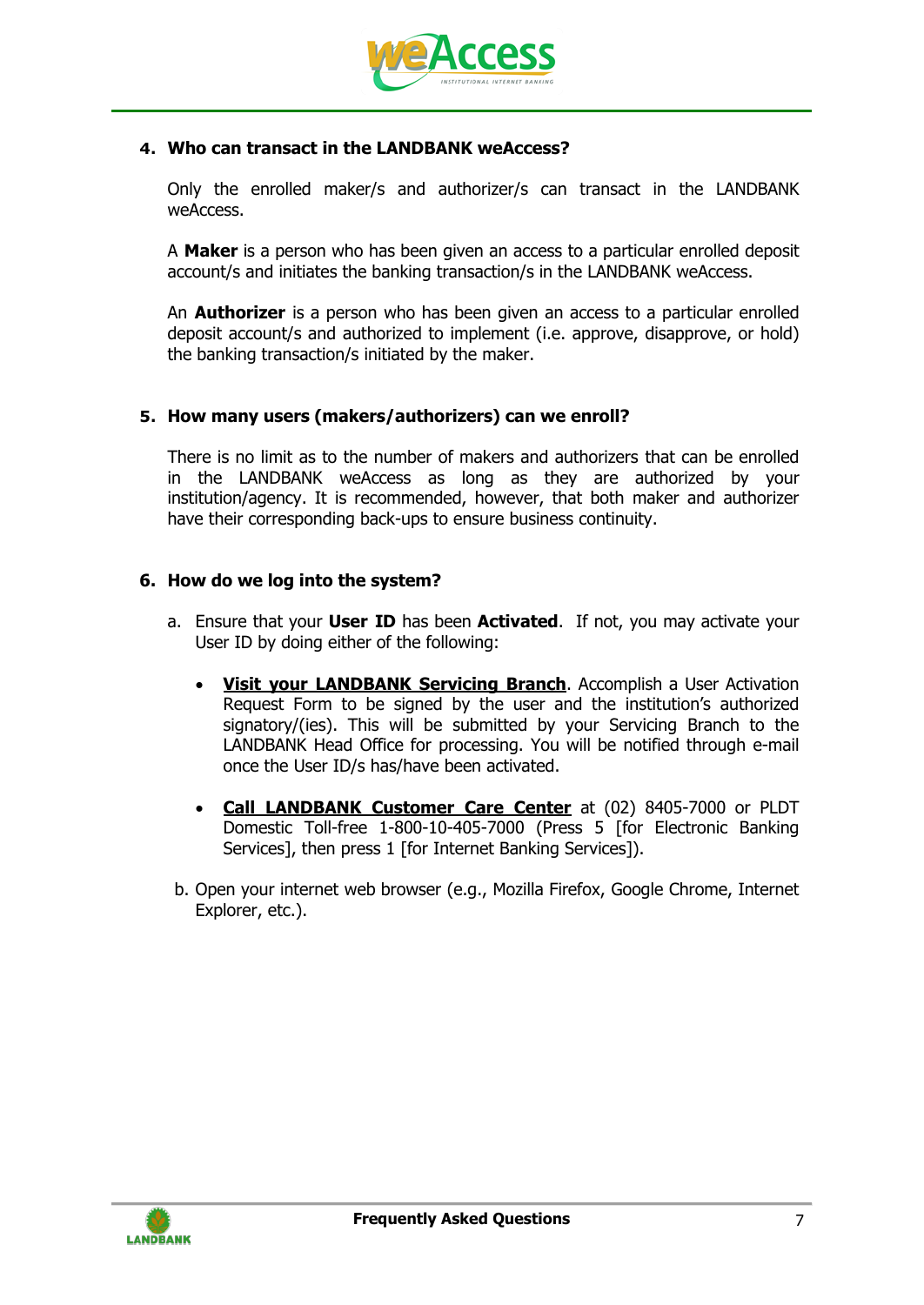**4. Who can transact in the LANDBANK weAccess?**

Only the enrolled maker/s and authorizer/s can transact in the LANDBANK weAccess.

A **Maker** is a person who has been given an access to a particular enrolled deposit account/s and initiates the banking transaction/s in the LANDBANK weAccess.

An **Authorizer** is a person who has been given an access to a particular enrolled deposit account/s and authorized to implement (i.e. approve, disapprove, or hold) the banking transaction/s initiated by the maker.

**5. How many users (makers/authorizers) can we enroll?**

There is no limit as to the number of makers and authorizers that can be enrolled in the LANDBANK weAccess as long as they are authorized by your institution/agency. It is recommended, however, that both maker and authorizer have their corresponding back-ups to ensure business continuity.

**6. How do we log into the system?**

a. Ensure that your **User ID** has been **Activated**. If not, you may activate your User ID by doing either of the following:

- **Visit your LANDBANK Servicing Branch**. Accomplish a User Activation Request Form to be signed by the user and the institution's authorized signatory/(ies). This will be submitted by your Servicing Branch to the LANDBANK Head Office for processing. You will be notified through e-mail once the User ID/s has/have been activated.

- **Call LANDBANK Customer Care Center** at (02) 8405-7000 or PLDT Domestic Toll-free 1-800-10-405-7000 (Press 5 [for Electronic Banking Services], then press 1 [for Internet Banking Services]).

b. Open your internet web browser (e.g., Mozilla Firefox, Google Chrome, Internet Explorer, etc.).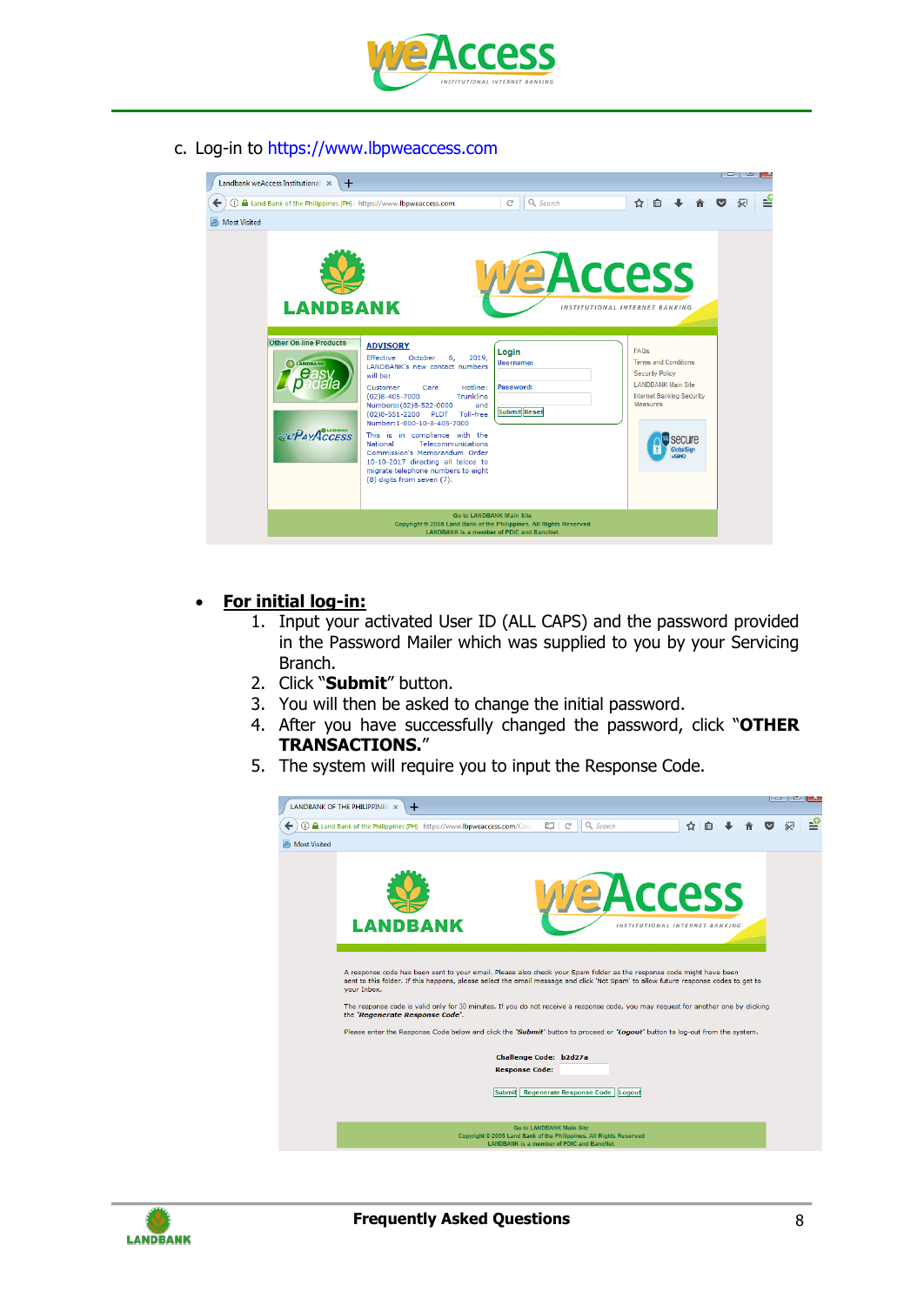c. Log-in to https://www.lbpweaccess.com

- **For initial log-in:**
  1. Input your activated User ID (ALL CAPS) and the password provided in the Password Mailer which was supplied to you by your Servicing Branch.
  2. Click "**Submit**" button.
  3. You will then be asked to change the initial password.
  4. After you have successfully changed the password, click "**OTHER TRANSACTIONS.**"
  5. The system will require you to input the Response Code.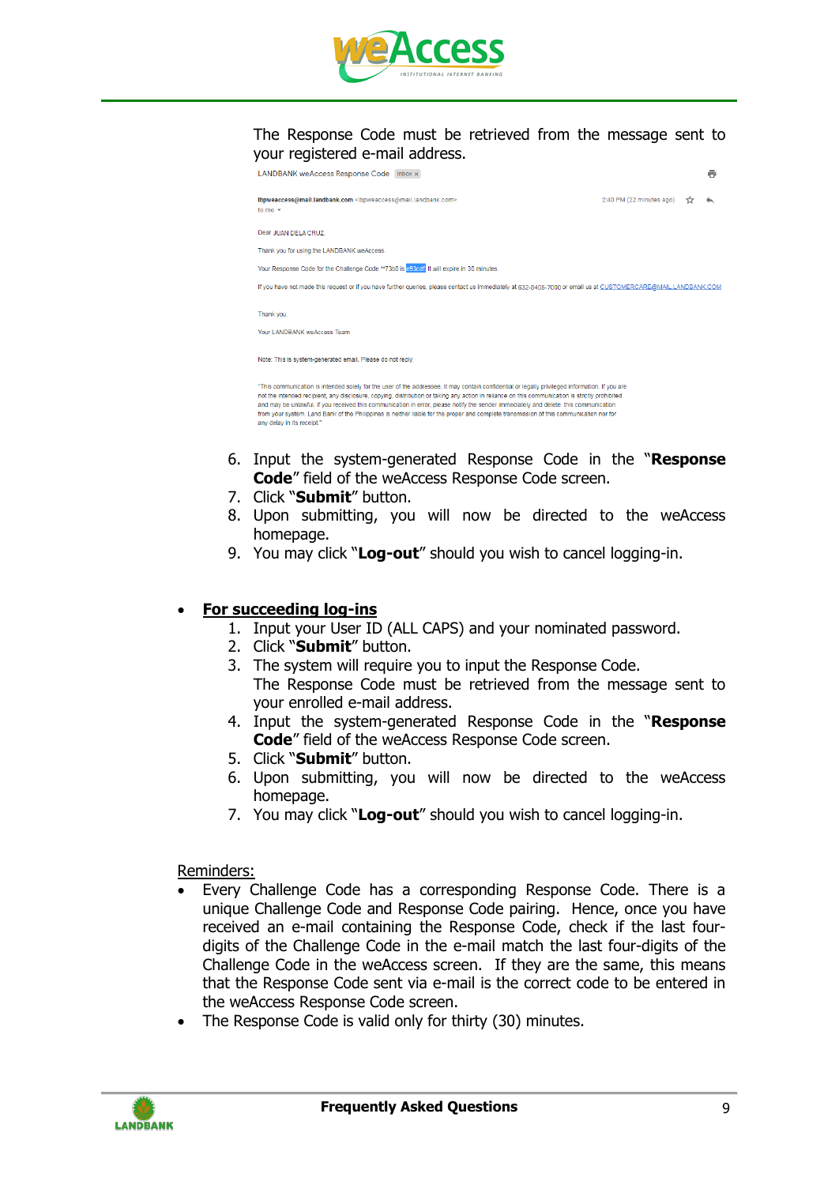The Response Code must be retrieved from the message sent to your registered e-mail address.

LANDBANK weAccess Response Code Inbox ×

lbpweaccess@mail.landbank.com <lbpweaccess@mail.landbank.com> 2:40 PM (22 minutes ago)
to me

Dear JUAN DELA CRUZ

Thank you for using the LANDBANK weAccess.

Your Response Code for the Challenge Code **7300 is a53cdf. It will expire in 30 minutes.

If you have not made this request or if you have further queries, please contact us immediately at 632-8405-7000 or email us at CUSTOMERCARE@MAIL.LANDBANK.COM

Thank you.

Your LANDBANK weAccess Team

Note: This is system-generated email. Please do not reply.

"This communication is intended solely for the user of the addressee. It may contain confidential or legally privileged information. If you are not the intended recipient, any disclosure, copying, distribution or taking any action in reliance on this communication is strictly prohibited and may be unlawful. If you received this communication in error, please notify the sender immediately and delete this communication from your system. Land Bank of the Philippines is neither liable for the proper and complete transmission of this communication nor for any delay in its receipt."

6. Input the system-generated Response Code in the "**Response Code**" field of the weAccess Response Code screen.
7. Click "**Submit**" button.
8. Upon submitting, you will now be directed to the weAccess homepage.
9. You may click "**Log-out**" should you wish to cancel logging-in.

- **For succeeding log-ins**
    1. Input your User ID (ALL CAPS) and your nominated password.
    2. Click "**Submit**" button.
    3. The system will require you to input the Response Code. The Response Code must be retrieved from the message sent to your enrolled e-mail address.
    4. Input the system-generated Response Code in the "**Response Code**" field of the weAccess Response Code screen.
    5. Click "**Submit**" button.
    6. Upon submitting, you will now be directed to the weAccess homepage.
    7. You may click "**Log-out**" should you wish to cancel logging-in.

Reminders:

- Every Challenge Code has a corresponding Response Code. There is a unique Challenge Code and Response Code pairing. Hence, once you have received an e-mail containing the Response Code, check if the last four-digits of the Challenge Code in the e-mail match the last four-digits of the Challenge Code in the weAccess screen. If they are the same, this means that the Response Code sent via e-mail is the correct code to be entered in the weAccess Response Code screen.
- The Response Code is valid only for thirty (30) minutes.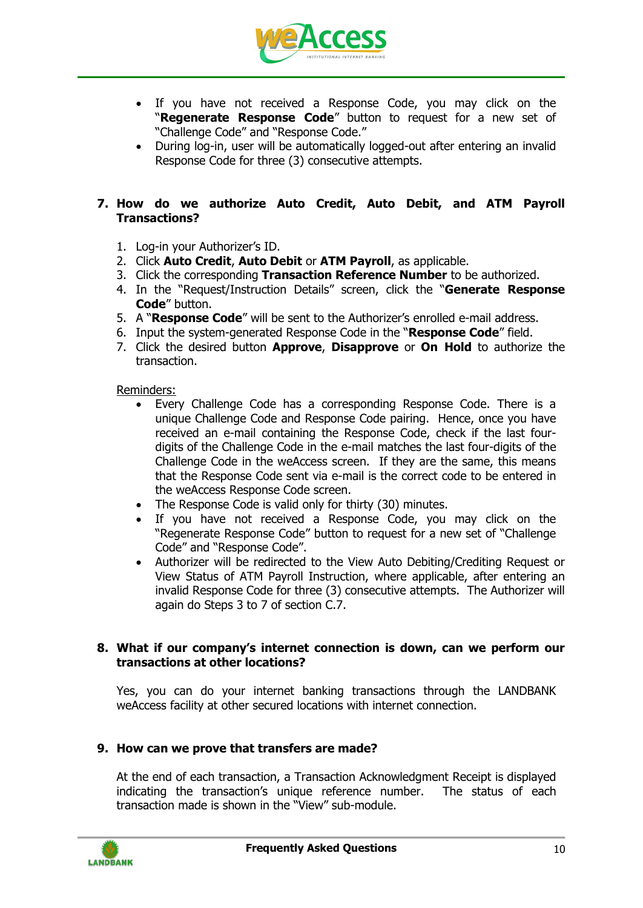- If you have not received a Response Code, you may click on the "**Regenerate Response Code**" button to request for a new set of "Challenge Code" and "Response Code."
- During log-in, user will be automatically logged-out after entering an invalid Response Code for three (3) consecutive attempts.

### 7. How do we authorize Auto Credit, Auto Debit, and ATM Payroll Transactions?

1. Log-in your Authorizer's ID.
2. Click **Auto Credit**, **Auto Debit** or **ATM Payroll**, as applicable.
3. Click the corresponding **Transaction Reference Number** to be authorized.
4. In the "Request/Instruction Details" screen, click the "**Generate Response Code**" button.
5. A "**Response Code**" will be sent to the Authorizer's enrolled e-mail address.
6. Input the system-generated Response Code in the "**Response Code**" field.
7. Click the desired button **Approve**, **Disapprove** or **On Hold** to authorize the transaction.

Reminders:

- Every Challenge Code has a corresponding Response Code. There is a unique Challenge Code and Response Code pairing. Hence, once you have received an e-mail containing the Response Code, check if the last four-digits of the Challenge Code in the e-mail matches the last four-digits of the Challenge Code in the weAccess screen. If they are the same, this means that the Response Code sent via e-mail is the correct code to be entered in the weAccess Response Code screen.
- The Response Code is valid only for thirty (30) minutes.
- If you have not received a Response Code, you may click on the "Regenerate Response Code" button to request for a new set of "Challenge Code" and "Response Code".
- Authorizer will be redirected to the View Auto Debiting/Crediting Request or View Status of ATM Payroll Instruction, where applicable, after entering an invalid Response Code for three (3) consecutive attempts. The Authorizer will again do Steps 3 to 7 of section C.7.

### 8. What if our company's internet connection is down, can we perform our transactions at other locations?

Yes, you can do your internet banking transactions through the LANDBANK weAccess facility at other secured locations with internet connection.

### 9. How can we prove that transfers are made?

At the end of each transaction, a Transaction Acknowledgment Receipt is displayed indicating the transaction's unique reference number. The status of each transaction made is shown in the "View" sub-module.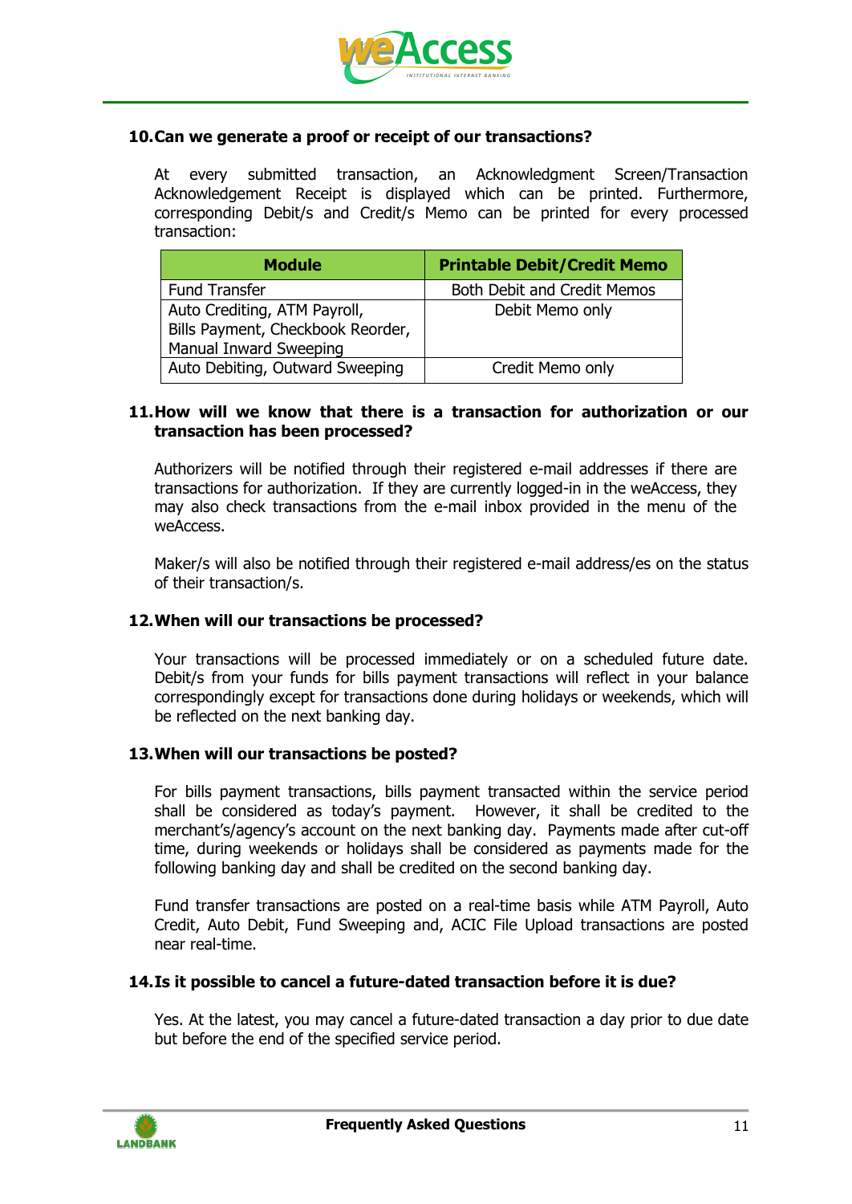**10. Can we generate a proof or receipt of our transactions?**

At every submitted transaction, an Acknowledgment Screen/Transaction Acknowledgement Receipt is displayed which can be printed. Furthermore, corresponding Debit/s and Credit/s Memo can be printed for every processed transaction:

| Module | Printable Debit/Credit Memo |
|---|---|
| Fund Transfer | Both Debit and Credit Memos |
| Auto Crediting, ATM Payroll, Bills Payment, Checkbook Reorder, Manual Inward Sweeping | Debit Memo only |
| Auto Debiting, Outward Sweeping | Credit Memo only |

**11. How will we know that there is a transaction for authorization or our transaction has been processed?**

Authorizers will be notified through their registered e-mail addresses if there are transactions for authorization. If they are currently logged-in in the weAccess, they may also check transactions from the e-mail inbox provided in the menu of the weAccess.

Maker/s will also be notified through their registered e-mail address/es on the status of their transaction/s.

**12. When will our transactions be processed?**

Your transactions will be processed immediately or on a scheduled future date. Debit/s from your funds for bills payment transactions will reflect in your balance correspondingly except for transactions done during holidays or weekends, which will be reflected on the next banking day.

**13. When will our transactions be posted?**

For bills payment transactions, bills payment transacted within the service period shall be considered as today's payment. However, it shall be credited to the merchant's/agency's account on the next banking day. Payments made after cut-off time, during weekends or holidays shall be considered as payments made for the following banking day and shall be credited on the second banking day.

Fund transfer transactions are posted on a real-time basis while ATM Payroll, Auto Credit, Auto Debit, Fund Sweeping and, ACIC File Upload transactions are posted near real-time.

**14. Is it possible to cancel a future-dated transaction before it is due?**

Yes. At the latest, you may cancel a future-dated transaction a day prior to due date but before the end of the specified service period.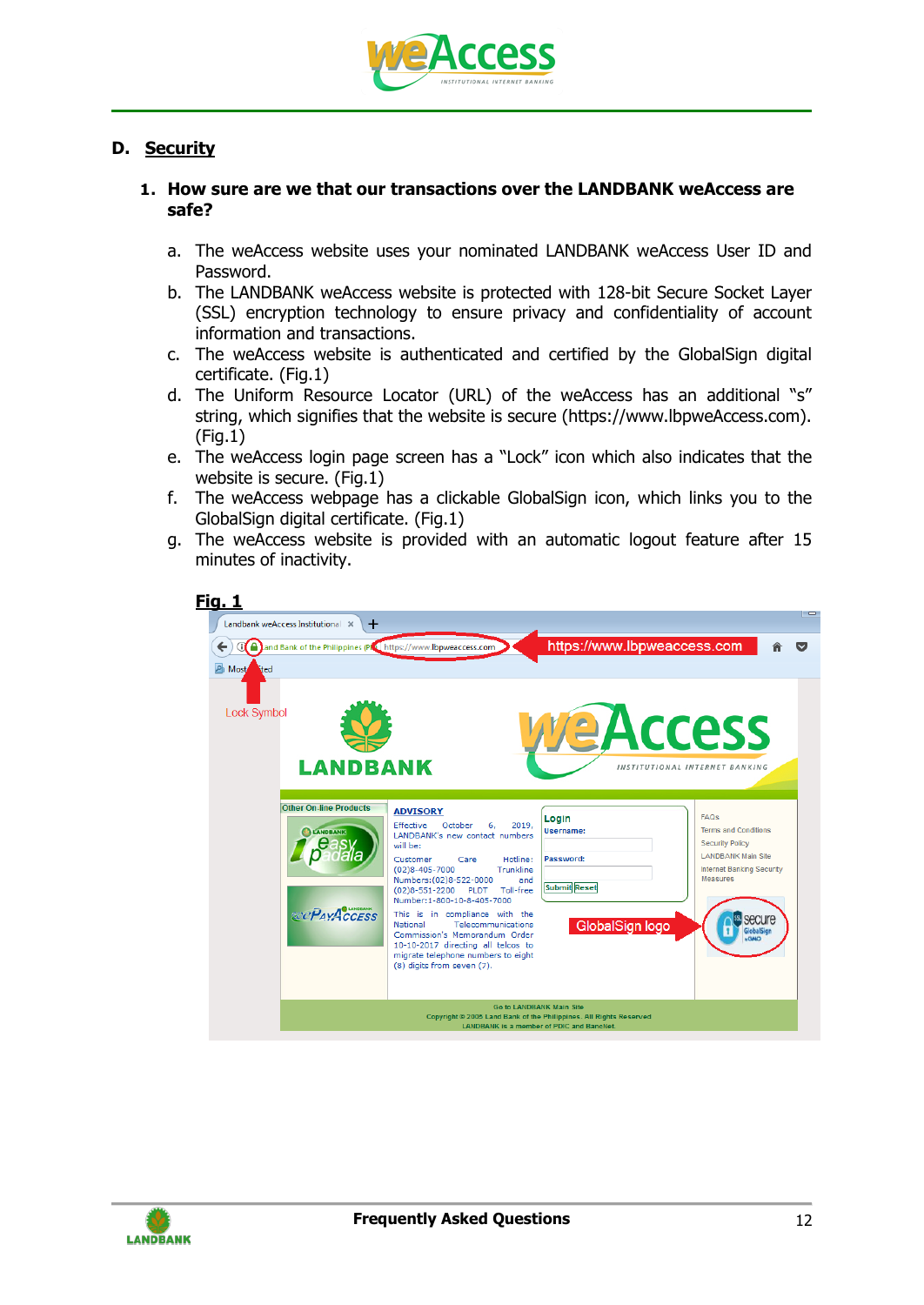## D. Security

### 1. How sure are we that our transactions over the LANDBANK weAccess are safe?

a. The weAccess website uses your nominated LANDBANK weAccess User ID and Password.
b. The LANDBANK weAccess website is protected with 128-bit Secure Socket Layer (SSL) encryption technology to ensure privacy and confidentiality of account information and transactions.
c. The weAccess website is authenticated and certified by the GlobalSign digital certificate. (Fig.1)
d. The Uniform Resource Locator (URL) of the weAccess has an additional "s" string, which signifies that the website is secure (https://www.lbpweAccess.com). (Fig.1)
e. The weAccess login page screen has a "Lock" icon which also indicates that the website is secure. (Fig.1)
f. The weAccess webpage has a clickable GlobalSign icon, which links you to the GlobalSign digital certificate. (Fig.1)
g. The weAccess website is provided with an automatic logout feature after 15 minutes of inactivity.

**Fig. 1**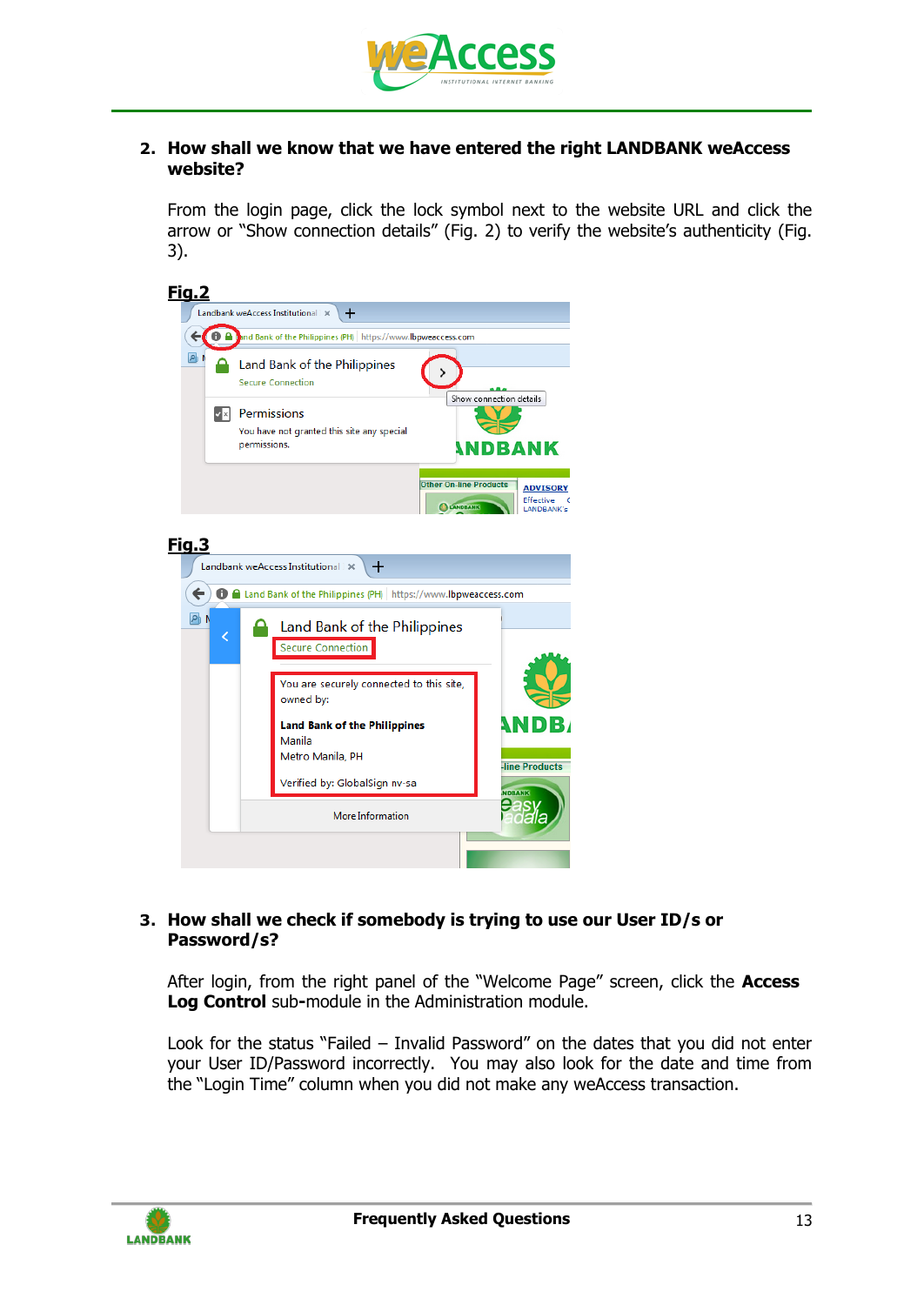2. **How shall we know that we have entered the right LANDBANK weAccess website?**

   From the login page, click the lock symbol next to the website URL and click the arrow or "Show connection details" (Fig. 2) to verify the website's authenticity (Fig. 3).

   **Fig.2**

   **Fig.3**

3. **How shall we check if somebody is trying to use our User ID/s or Password/s?**

   After login, from the right panel of the "Welcome Page" screen, click the **Access Log Control** sub-module in the Administration module.

   Look for the status "Failed – Invalid Password" on the dates that you did not enter your User ID/Password incorrectly. You may also look for the date and time from the "Login Time" column when you did not make any weAccess transaction.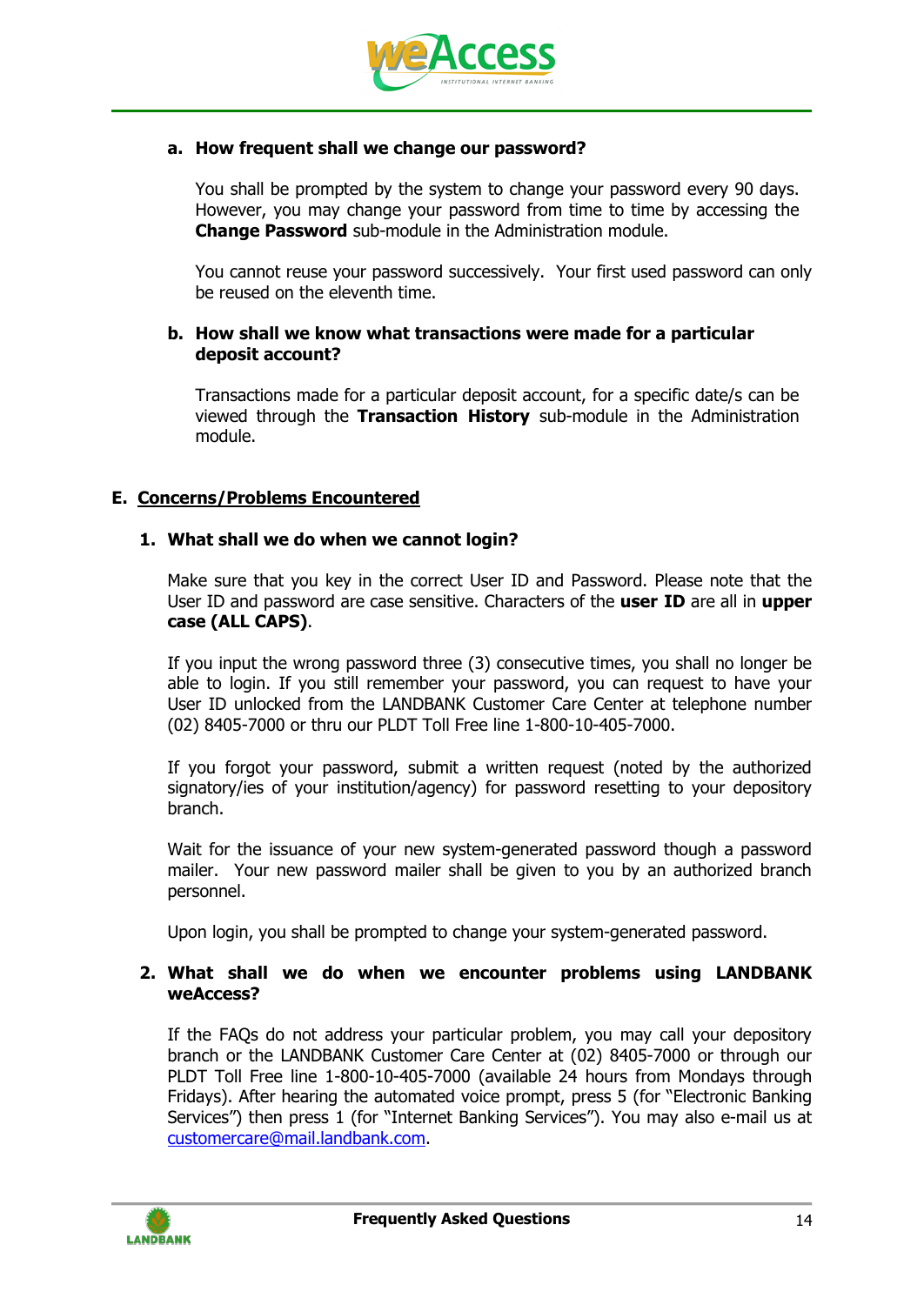**a. How frequent shall we change our password?**

You shall be prompted by the system to change your password every 90 days. However, you may change your password from time to time by accessing the **Change Password** sub-module in the Administration module.

You cannot reuse your password successively. Your first used password can only be reused on the eleventh time.

**b. How shall we know what transactions were made for a particular deposit account?**

Transactions made for a particular deposit account, for a specific date/s can be viewed through the **Transaction History** sub-module in the Administration module.

## E. Concerns/Problems Encountered

**1. What shall we do when we cannot login?**

Make sure that you key in the correct User ID and Password. Please note that the User ID and password are case sensitive. Characters of the **user ID** are all in **upper case (ALL CAPS)**.

If you input the wrong password three (3) consecutive times, you shall no longer be able to login. If you still remember your password, you can request to have your User ID unlocked from the LANDBANK Customer Care Center at telephone number (02) 8405-7000 or thru our PLDT Toll Free line 1-800-10-405-7000.

If you forgot your password, submit a written request (noted by the authorized signatory/ies of your institution/agency) for password resetting to your depository branch.

Wait for the issuance of your new system-generated password though a password mailer. Your new password mailer shall be given to you by an authorized branch personnel.

Upon login, you shall be prompted to change your system-generated password.

**2. What shall we do when we encounter problems using LANDBANK weAccess?**

If the FAQs do not address your particular problem, you may call your depository branch or the LANDBANK Customer Care Center at (02) 8405-7000 or through our PLDT Toll Free line 1-800-10-405-7000 (available 24 hours from Mondays through Fridays). After hearing the automated voice prompt, press 5 (for "Electronic Banking Services") then press 1 (for "Internet Banking Services"). You may also e-mail us at customercare@mail.landbank.com.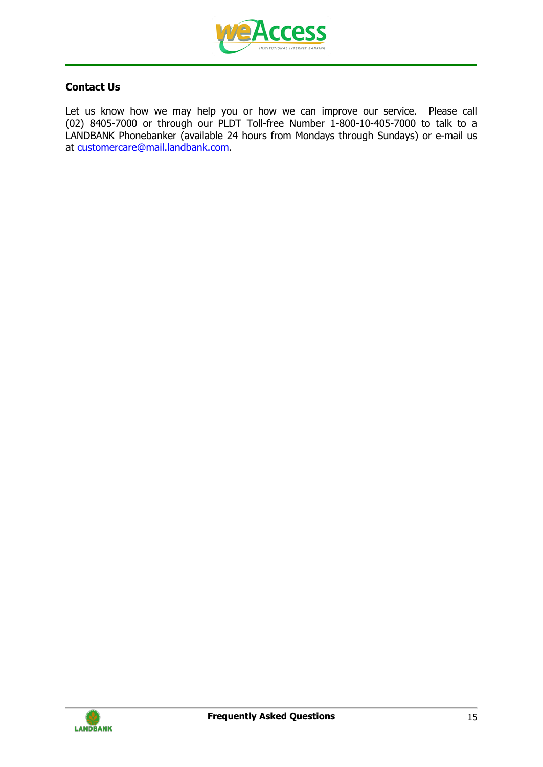**Contact Us**

Let us know how we may help you or how we can improve our service. Please call (02) 8405-7000 or through our PLDT Toll-free Number 1-800-10-405-7000 to talk to a LANDBANK Phonebanker (available 24 hours from Mondays through Sundays) or e-mail us at customercare@mail.landbank.com.